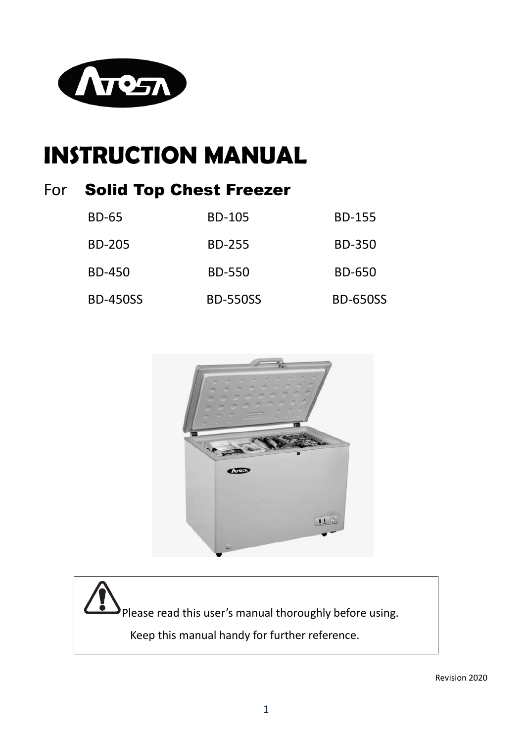# INSTRUCTION MANUAL

## For Solid Top Chest Freezer

| | | |
|---|---|---|
| BD-65 | BD-105 | BD-155 |
| BD-205 | BD-255 | BD-350 |
| BD-450 | BD-550 | BD-650 |
| BD-450SS | BD-550SS | BD-650SS |

Please read this user's manual thoroughly before using.

Keep this manual handy for further reference.

Revision 2020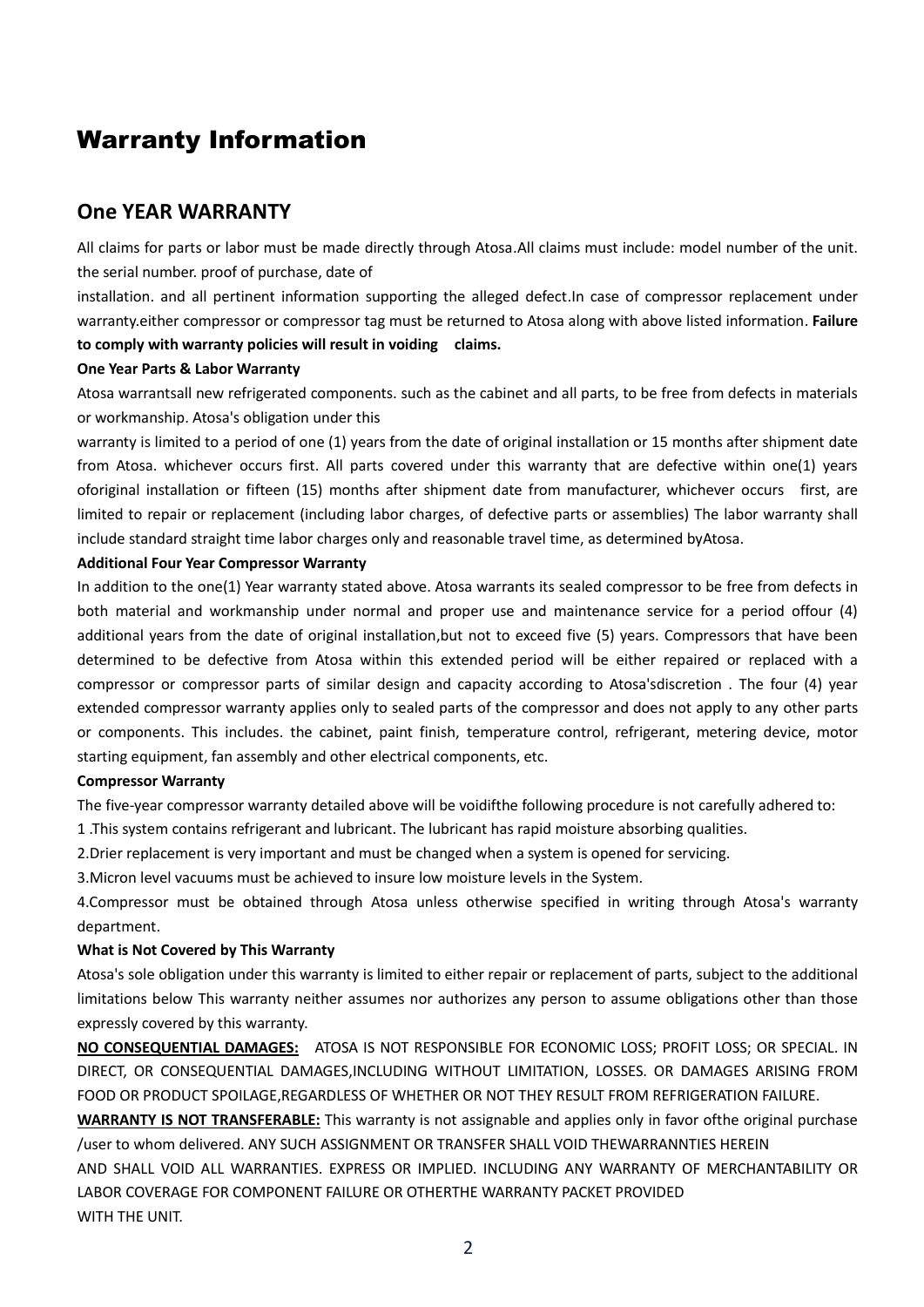# Warranty Information

## One YEAR WARRANTY

All claims for parts or labor must be made directly through Atosa.All claims must include: model number of the unit. the serial number. proof of purchase, date of installation. and all pertinent information supporting the alleged defect.In case of compressor replacement under warranty.either compressor or compressor tag must be returned to Atosa along with above listed information. **Failure to comply with warranty policies will result in voiding claims.**

**One Year Parts & Labor Warranty**

Atosa warrantsall new refrigerated components. such as the cabinet and all parts, to be free from defects in materials or workmanship. Atosa's obligation under this warranty is limited to a period of one (1) years from the date of original installation or 15 months after shipment date from Atosa. whichever occurs first. All parts covered under this warranty that are defective within one(1) years oforiginal installation or fifteen (15) months after shipment date from manufacturer, whichever occurs first, are limited to repair or replacement (including labor charges, of defective parts or assemblies) The labor warranty shall include standard straight time labor charges only and reasonable travel time, as determined byAtosa.

**Additional Four Year Compressor Warranty**

In addition to the one(1) Year warranty stated above. Atosa warrants its sealed compressor to be free from defects in both material and workmanship under normal and proper use and maintenance service for a period offour (4) additional years from the date of original installation,but not to exceed five (5) years. Compressors that have been determined to be defective from Atosa within this extended period will be either repaired or replaced with a compressor or compressor parts of similar design and capacity according to Atosa'sdiscretion . The four (4) year extended compressor warranty applies only to sealed parts of the compressor and does not apply to any other parts or components. This includes. the cabinet, paint finish, temperature control, refrigerant, metering device, motor starting equipment, fan assembly and other electrical components, etc.

**Compressor Warranty**

The five-year compressor warranty detailed above will be voidifthe following procedure is not carefully adhered to:

1 .This system contains refrigerant and lubricant. The lubricant has rapid moisture absorbing qualities.

2.Drier replacement is very important and must be changed when a system is opened for servicing.

3.Micron level vacuums must be achieved to insure low moisture levels in the System.

4.Compressor must be obtained through Atosa unless otherwise specified in writing through Atosa's warranty department.

**What is Not Covered by This Warranty**

Atosa's sole obligation under this warranty is limited to either repair or replacement of parts, subject to the additional limitations below This warranty neither assumes nor authorizes any person to assume obligations other than those expressly covered by this warranty.

**NO CONSEQUENTIAL DAMAGES:** ATOSA IS NOT RESPONSIBLE FOR ECONOMIC LOSS; PROFIT LOSS; OR SPECIAL. IN DIRECT, OR CONSEQUENTIAL DAMAGES,INCLUDING WITHOUT LIMITATION, LOSSES. OR DAMAGES ARISING FROM FOOD OR PRODUCT SPOILAGE,REGARDLESS OF WHETHER OR NOT THEY RESULT FROM REFRIGERATION FAILURE.

**WARRANTY IS NOT TRANSFERABLE:** This warranty is not assignable and applies only in favor ofthe original purchase /user to whom delivered. ANY SUCH ASSIGNMENT OR TRANSFER SHALL VOID THEWARRANNTIES HEREIN AND SHALL VOID ALL WARRANTIES. EXPRESS OR IMPLIED. INCLUDING ANY WARRANTY OF MERCHANTABILITY OR LABOR COVERAGE FOR COMPONENT FAILURE OR OTHERTHE WARRANTY PACKET PROVIDED WITH THE UNIT.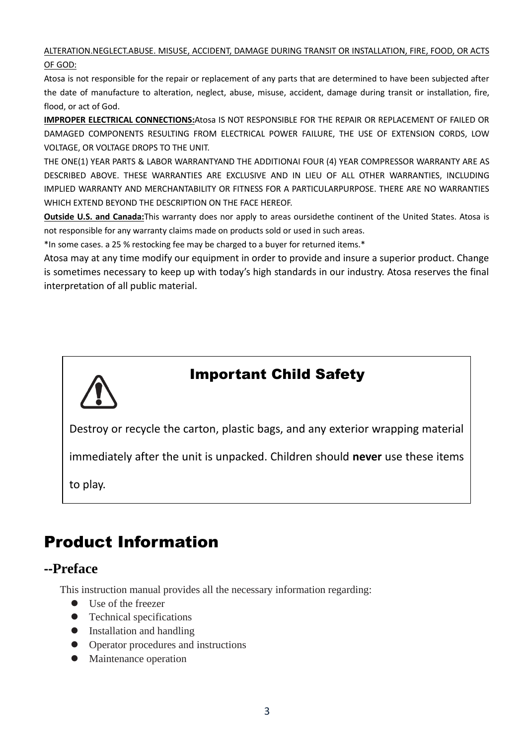ALTERATION.NEGLECT.ABUSE. MISUSE, ACCIDENT, DAMAGE DURING TRANSIT OR INSTALLATION, FIRE, FOOD, OR ACTS OF GOD:

Atosa is not responsible for the repair or replacement of any parts that are determined to have been subjected after the date of manufacture to alteration, neglect, abuse, misuse, accident, damage during transit or installation, fire, flood, or act of God.

**IMPROPER ELECTRICAL CONNECTIONS:**Atosa IS NOT RESPONSIBLE FOR THE REPAIR OR REPLACEMENT OF FAILED OR DAMAGED COMPONENTS RESULTING FROM ELECTRICAL POWER FAILURE, THE USE OF EXTENSION CORDS, LOW VOLTAGE, OR VOLTAGE DROPS TO THE UNIT.

THE ONE(1) YEAR PARTS & LABOR WARRANTYAND THE ADDITIONAI FOUR (4) YEAR COMPRESSOR WARRANTY ARE AS DESCRIBED ABOVE. THESE WARRANTIES ARE EXCLUSIVE AND IN LIEU OF ALL OTHER WARRANTIES, INCLUDING IMPLIED WARRANTY AND MERCHANTABILITY OR FITNESS FOR A PARTICULARPURPOSE. THERE ARE NO WARRANTIES WHICH EXTEND BEYOND THE DESCRIPTION ON THE FACE HEREOF.

**Outside U.S. and Canada:**This warranty does nor apply to areas oursidethe continent of the United States. Atosa is not responsible for any warranty claims made on products sold or used in such areas.

*In some cases. a 25 % restocking fee may be charged to a buyer for returned items.*

Atosa may at any time modify our equipment in order to provide and insure a superior product. Change is sometimes necessary to keep up with today's high standards in our industry. Atosa reserves the final interpretation of all public material.

### Important Child Safety

Destroy or recycle the carton, plastic bags, and any exterior wrapping material immediately after the unit is unpacked. Children should **never** use these items to play.

# Product Information

## --Preface

This instruction manual provides all the necessary information regarding:

- Use of the freezer
- Technical specifications
- Installation and handling
- Operator procedures and instructions
- Maintenance operation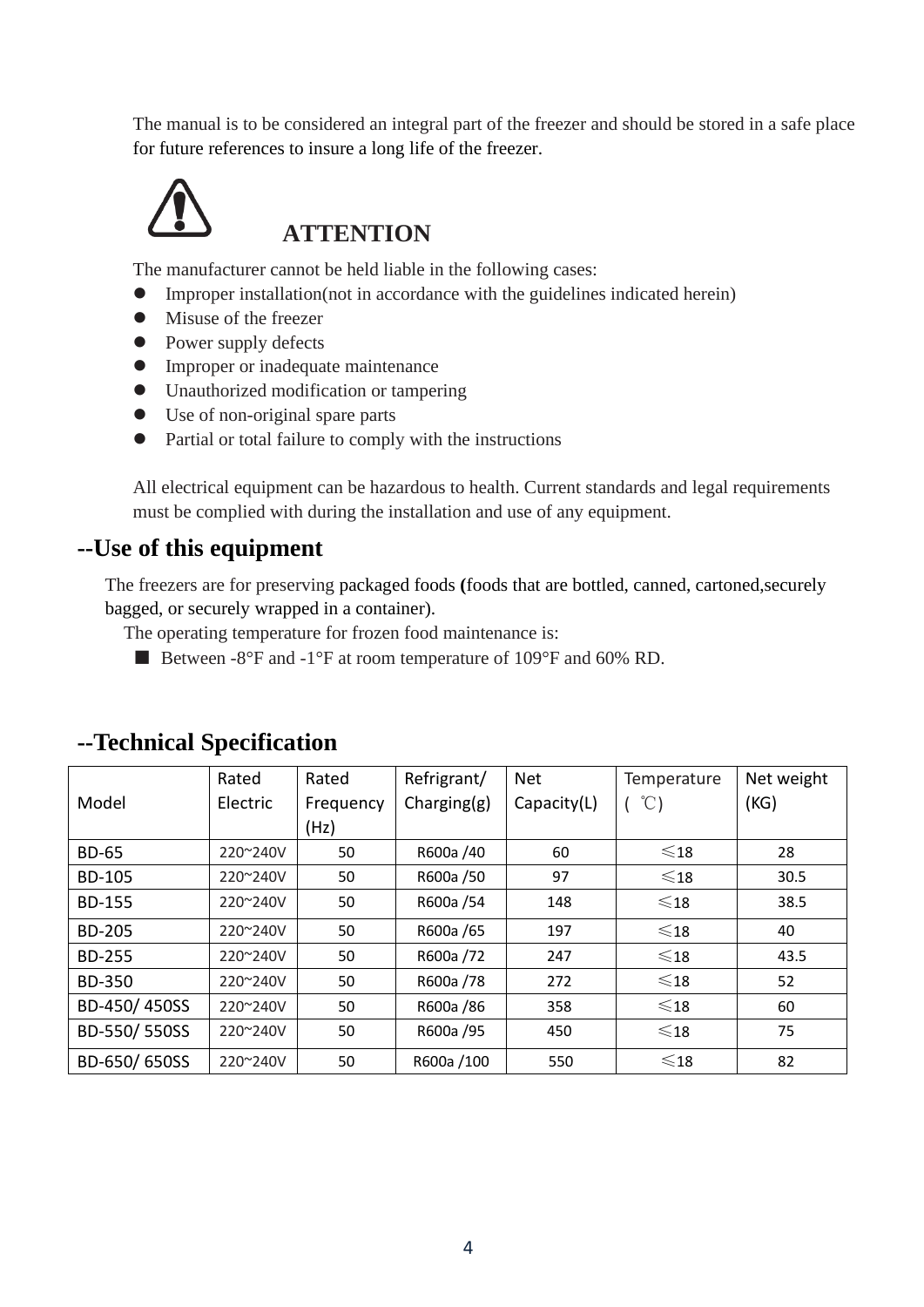The manual is to be considered an integral part of the freezer and should be stored in a safe place for future references to insure a long life of the freezer.

## ATTENTION

The manufacturer cannot be held liable in the following cases:

- Improper installation(not in accordance with the guidelines indicated herein)
- Misuse of the freezer
- Power supply defects
- Improper or inadequate maintenance
- Unauthorized modification or tampering
- Use of non-original spare parts
- Partial or total failure to comply with the instructions

All electrical equipment can be hazardous to health. Current standards and legal requirements must be complied with during the installation and use of any equipment.

## --Use of this equipment

The freezers are for preserving packaged foods **(**foods that are bottled, canned, cartoned,securely bagged, or securely wrapped in a container).

The operating temperature for frozen food maintenance is:

■ Between -8°F and -1°F at room temperature of 109°F and 60% RD.

## --Technical Specification

| Model | Rated Electric | Rated Frequency (Hz) | Refrigrant/ Charging(g) | Net Capacity(L) | Temperature ( ℃) | Net weight (KG) |
|---|---|---|---|---|---|---|
| BD-65 | 220~240V | 50 | R600a /40 | 60 | ≤18 | 28 |
| BD-105 | 220~240V | 50 | R600a /50 | 97 | ≤18 | 30.5 |
| BD-155 | 220~240V | 50 | R600a /54 | 148 | ≤18 | 38.5 |
| BD-205 | 220~240V | 50 | R600a /65 | 197 | ≤18 | 40 |
| BD-255 | 220~240V | 50 | R600a /72 | 247 | ≤18 | 43.5 |
| BD-350 | 220~240V | 50 | R600a /78 | 272 | ≤18 | 52 |
| BD-450/ 450SS | 220~240V | 50 | R600a /86 | 358 | ≤18 | 60 |
| BD-550/ 550SS | 220~240V | 50 | R600a /95 | 450 | ≤18 | 75 |
| BD-650/ 650SS | 220~240V | 50 | R600a /100 | 550 | ≤18 | 82 |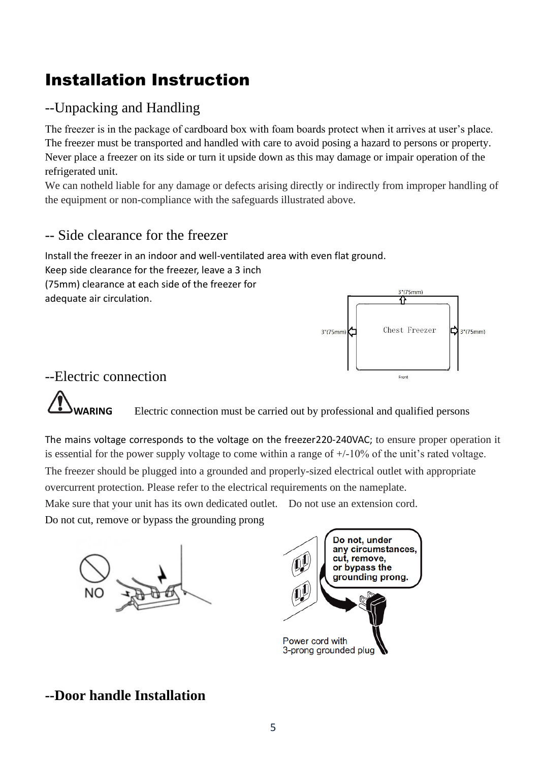# Installation Instruction

## --Unpacking and Handling

The freezer is in the package of cardboard box with foam boards protect when it arrives at user's place. The freezer must be transported and handled with care to avoid posing a hazard to persons or property. Never place a freezer on its side or turn it upside down as this may damage or impair operation of the refrigerated unit.

We can notheld liable for any damage or defects arising directly or indirectly from improper handling of the equipment or non-compliance with the safeguards illustrated above.

## -- Side clearance for the freezer

Install the freezer in an indoor and well-ventilated area with even flat ground.
Keep side clearance for the freezer, leave a 3 inch (75mm) clearance at each side of the freezer for adequate air circulation.

## --Electric connection

**WARING** Electric connection must be carried out by professional and qualified persons

The mains voltage corresponds to the voltage on the freezer220-240VAC; to ensure proper operation it is essential for the power supply voltage to come within a range of +/-10% of the unit's rated voltage.

The freezer should be plugged into a grounded and properly-sized electrical outlet with appropriate overcurrent protection. Please refer to the electrical requirements on the nameplate.

Make sure that your unit has its own dedicated outlet. Do not use an extension cord.

Do not cut, remove or bypass the grounding prong

## --Door handle Installation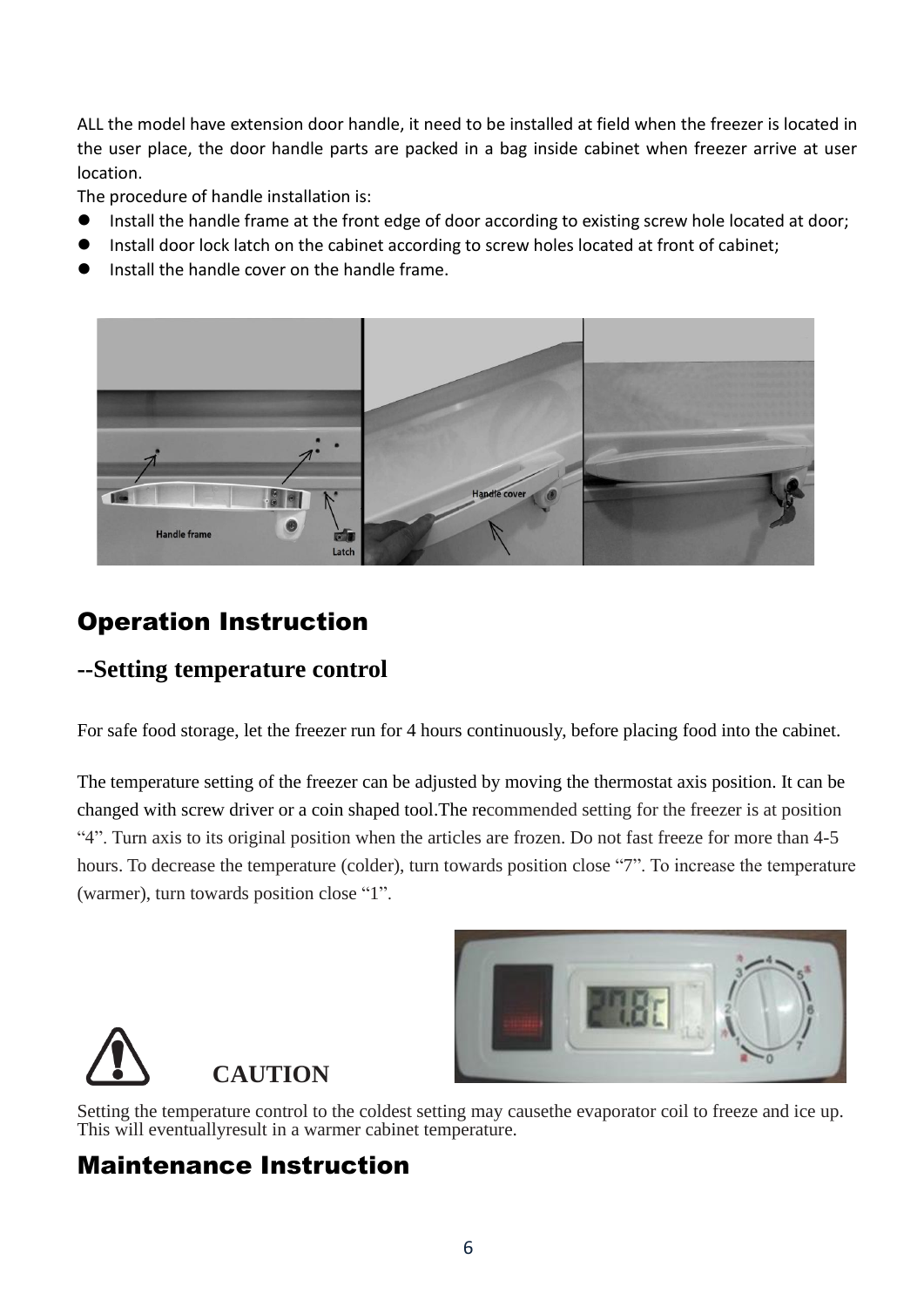ALL the model have extension door handle, it need to be installed at field when the freezer is located in the user place, the door handle parts are packed in a bag inside cabinet when freezer arrive at user location.

The procedure of handle installation is:

- Install the handle frame at the front edge of door according to existing screw hole located at door;
- Install door lock latch on the cabinet according to screw holes located at front of cabinet;
- Install the handle cover on the handle frame.

## Operation Instruction

### --Setting temperature control

For safe food storage, let the freezer run for 4 hours continuously, before placing food into the cabinet.

The temperature setting of the freezer can be adjusted by moving the thermostat axis position. It can be changed with screw driver or a coin shaped tool.The recommended setting for the freezer is at position "4". Turn axis to its original position when the articles are frozen. Do not fast freeze for more than 4-5 hours. To decrease the temperature (colder), turn towards position close "7". To increase the temperature (warmer), turn towards position close "1".

**CAUTION**

Setting the temperature control to the coldest setting may causethe evaporator coil to freeze and ice up. This will eventuallyresult in a warmer cabinet temperature.

## Maintenance Instruction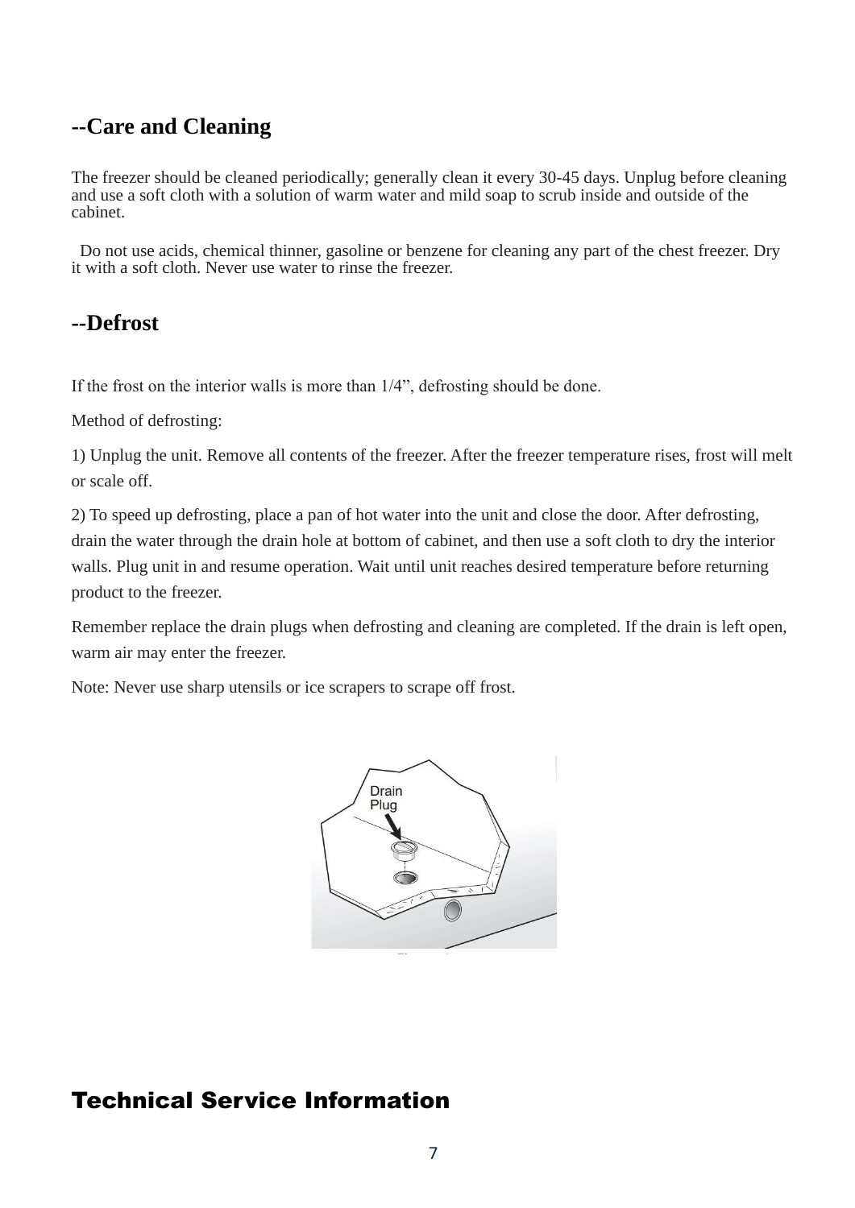## --Care and Cleaning

The freezer should be cleaned periodically; generally clean it every 30-45 days. Unplug before cleaning and use a soft cloth with a solution of warm water and mild soap to scrub inside and outside of the cabinet.

Do not use acids, chemical thinner, gasoline or benzene for cleaning any part of the chest freezer. Dry it with a soft cloth. Never use water to rinse the freezer.

## --Defrost

If the frost on the interior walls is more than 1/4", defrosting should be done.

Method of defrosting:

1) Unplug the unit. Remove all contents of the freezer. After the freezer temperature rises, frost will melt or scale off.

2) To speed up defrosting, place a pan of hot water into the unit and close the door. After defrosting, drain the water through the drain hole at bottom of cabinet, and then use a soft cloth to dry the interior walls. Plug unit in and resume operation. Wait until unit reaches desired temperature before returning product to the freezer.

Remember replace the drain plugs when defrosting and cleaning are completed. If the drain is left open, warm air may enter the freezer.

Note: Never use sharp utensils or ice scrapers to scrape off frost.

Drain Plug

# Technical Service Information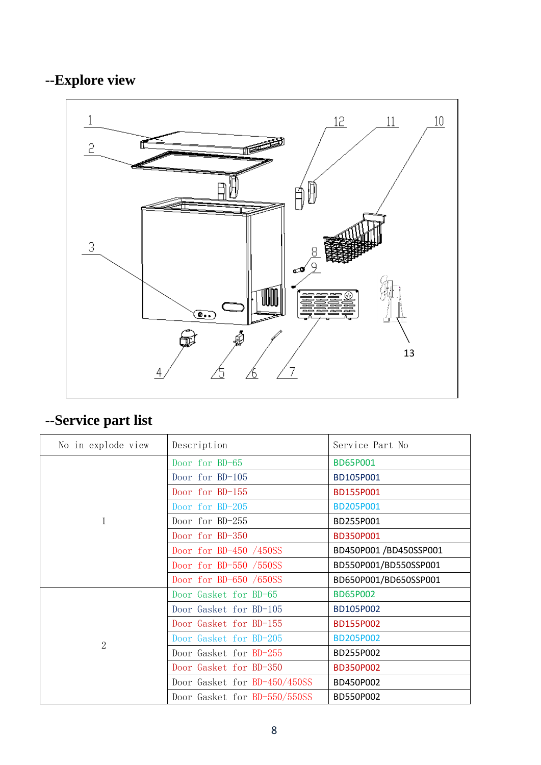## --Explore view

## --Service part list

| No in explode view | Description | Service Part No |
|---|---|---|
| 1 | Door for BD-65 | BD65P001 |
| | Door for BD-105 | BD105P001 |
| | Door for BD-155 | BD155P001 |
| | Door for BD-205 | BD205P001 |
| | Door for BD-255 | BD255P001 |
| | Door for BD-350 | BD350P001 |
| | Door for BD-450 /450SS | BD450P001 /BD450SSP001 |
| | Door for BD-550 /550SS | BD550P001/BD550SSP001 |
| | Door for BD-650 /650SS | BD650P001/BD650SSP001 |
| 2 | Door Gasket for BD-65 | BD65P002 |
| | Door Gasket for BD-105 | BD105P002 |
| | Door Gasket for BD-155 | BD155P002 |
| | Door Gasket for BD-205 | BD205P002 |
| | Door Gasket for BD-255 | BD255P002 |
| | Door Gasket for BD-350 | BD350P002 |
| | Door Gasket for BD-450/450SS | BD450P002 |
| | Door Gasket for BD-550/550SS | BD550P002 |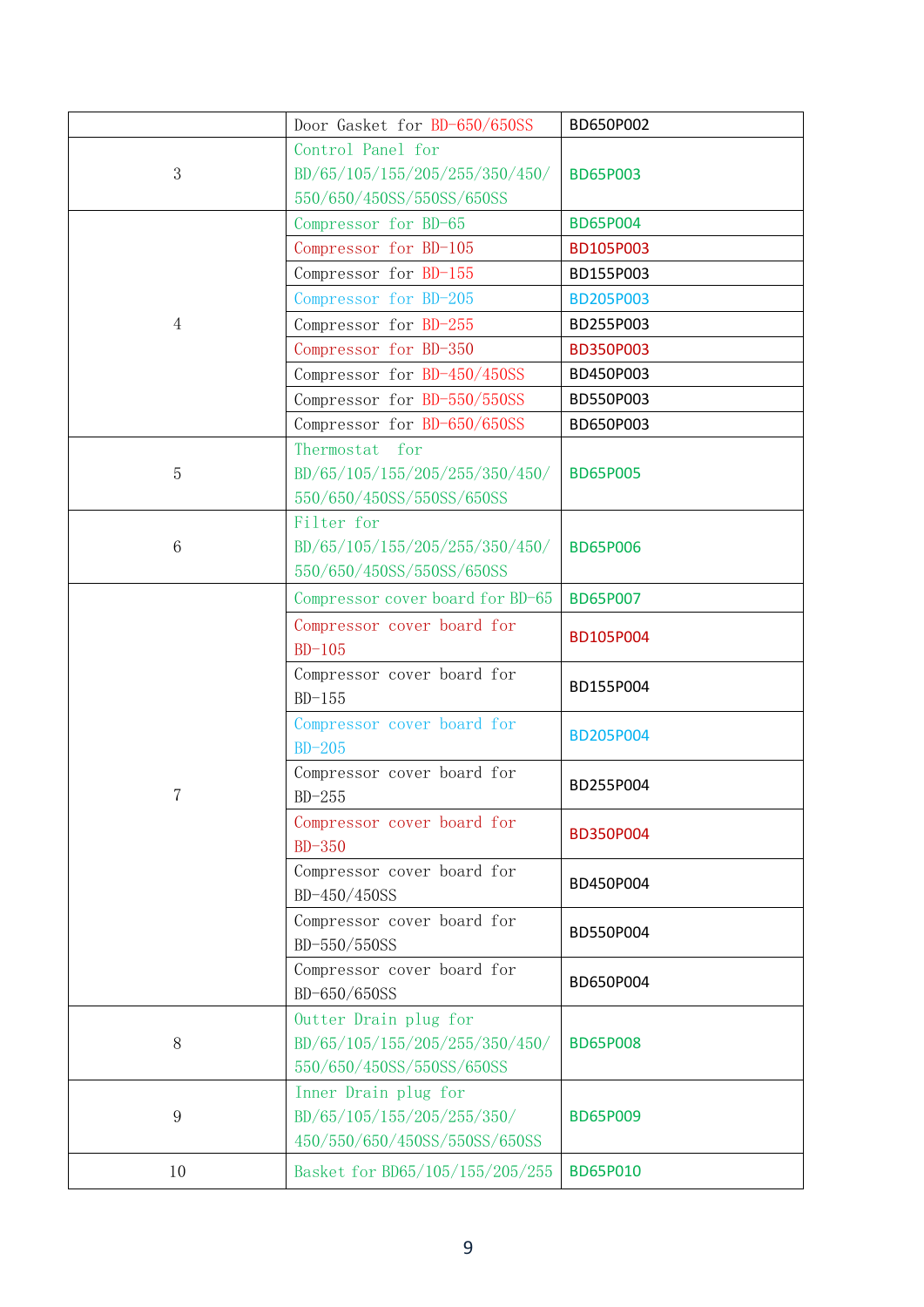| | | |
|---|---|---|
| | Door Gasket for BD-650/650SS | BD650P002 |
| 3 | Control Panel for BD/65/105/155/205/255/350/450/550/650/450SS/550SS/650SS | BD65P003 |
| 4 | Compressor for BD-65 | BD65P004 |
| | Compressor for BD-105 | BD105P003 |
| | Compressor for BD-155 | BD155P003 |
| | Compressor for BD-205 | BD205P003 |
| | Compressor for BD-255 | BD255P003 |
| | Compressor for BD-350 | BD350P003 |
| | Compressor for BD-450/450SS | BD450P003 |
| | Compressor for BD-550/550SS | BD550P003 |
| | Compressor for BD-650/650SS | BD650P003 |
| 5 | Thermostat for BD/65/105/155/205/255/350/450/550/650/450SS/550SS/650SS | BD65P005 |
| 6 | Filter for BD/65/105/155/205/255/350/450/550/650/450SS/550SS/650SS | BD65P006 |
| 7 | Compressor cover board for BD-65 | BD65P007 |
| | Compressor cover board for BD-105 | BD105P004 |
| | Compressor cover board for BD-155 | BD155P004 |
| | Compressor cover board for BD-205 | BD205P004 |
| | Compressor cover board for BD-255 | BD255P004 |
| | Compressor cover board for BD-350 | BD350P004 |
| | Compressor cover board for BD-450/450SS | BD450P004 |
| | Compressor cover board for BD-550/550SS | BD550P004 |
| | Compressor cover board for BD-650/650SS | BD650P004 |
| 8 | Outter Drain plug for BD/65/105/155/205/255/350/450/550/650/450SS/550SS/650SS | BD65P008 |
| 9 | Inner Drain plug for BD/65/105/155/205/255/350/450/550/650/450SS/550SS/650SS | BD65P009 |
| 10 | Basket for BD65/105/155/205/255 | BD65P010 |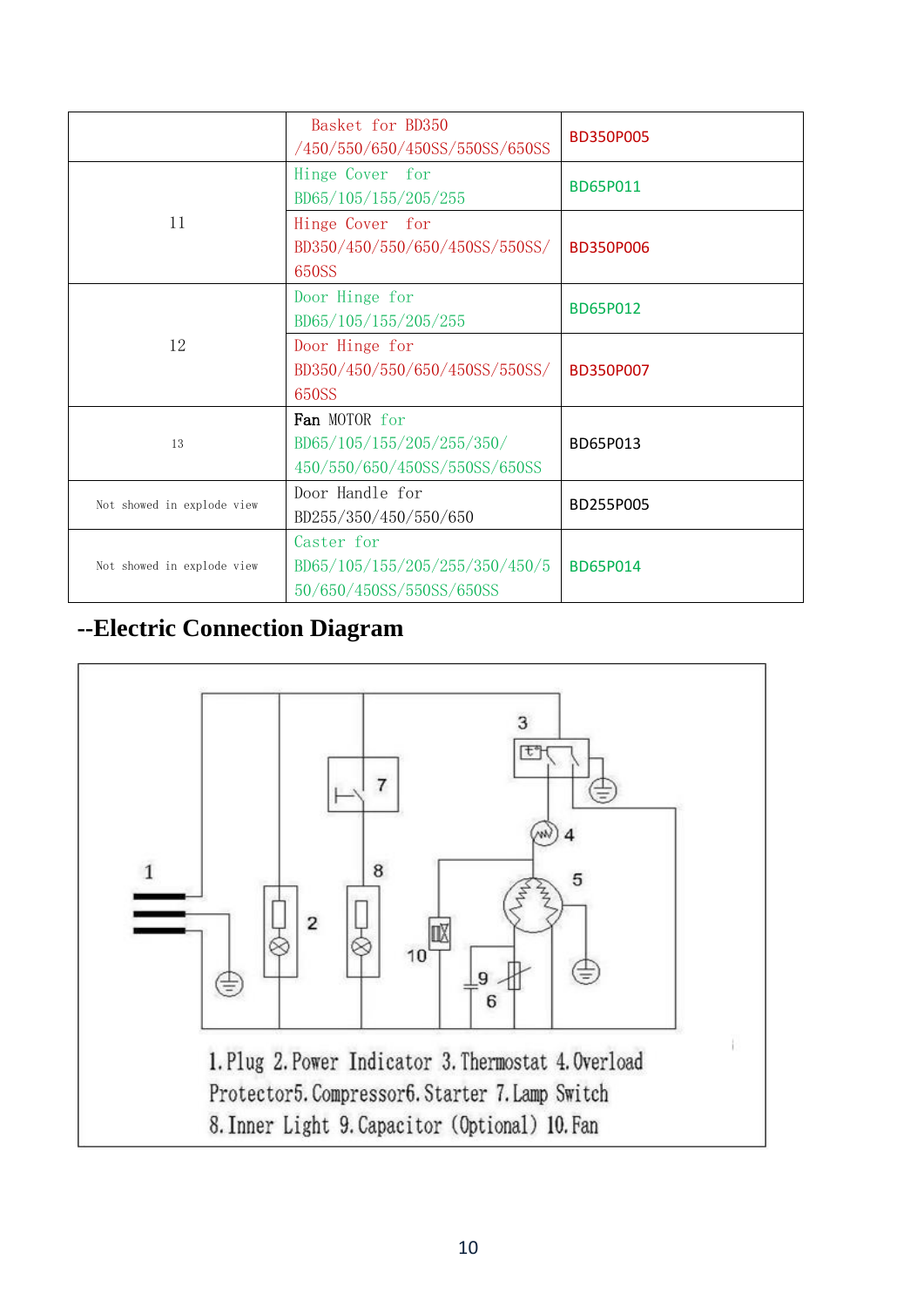| | | |
|---|---|---|
| | Basket for BD350 /450/550/650/450SS/550SS/650SS | BD350P005 |
| 11 | Hinge Cover for BD65/105/155/205/255 | BD65P011 |
| | Hinge Cover for BD350/450/550/650/450SS/550SS/650SS | BD350P006 |
| 12 | Door Hinge for BD65/105/155/205/255 | BD65P012 |
| | Door Hinge for BD350/450/550/650/450SS/550SS/650SS | BD350P007 |
| 13 | Fan MOTOR for BD65/105/155/205/255/350/450/550/650/450SS/550SS/650SS | BD65P013 |
| Not showed in explode view | Door Handle for BD255/350/450/550/650 | BD255P005 |
| Not showed in explode view | Caster for BD65/105/155/205/255/350/450/550/650/450SS/550SS/650SS | BD65P014 |

## --Electric Connection Diagram

1. Plug 2. Power Indicator 3. Thermostat 4. Overload Protector 5. Compressor 6. Starter 7. Lamp Switch 8. Inner Light 9. Capacitor (Optional) 10. Fan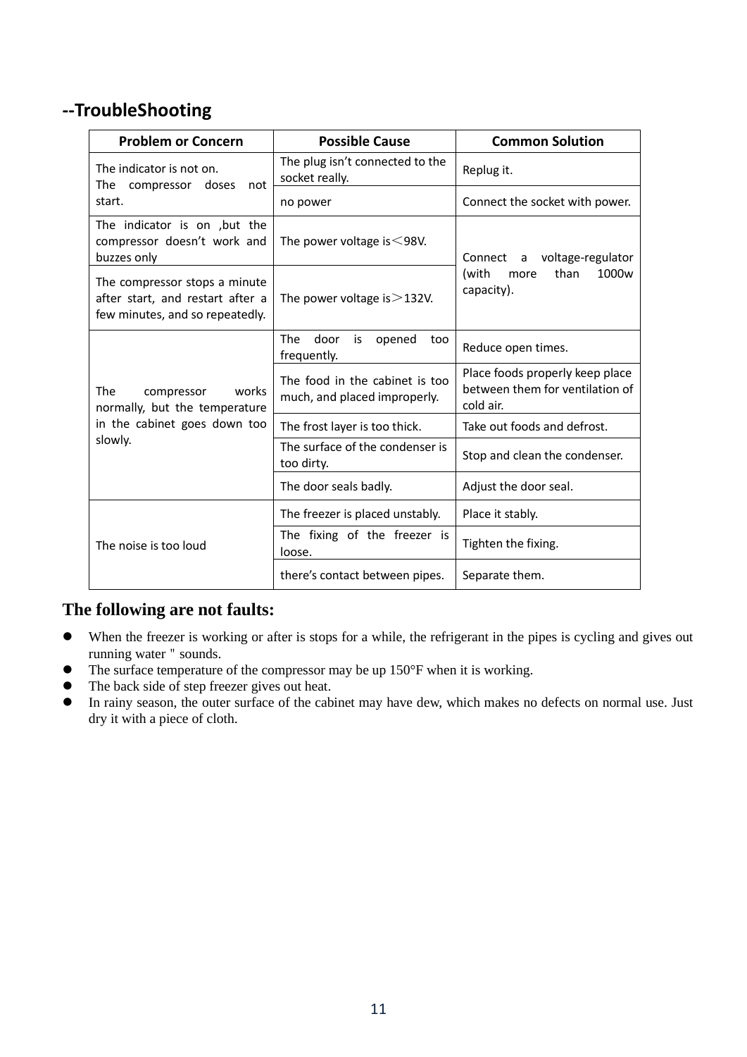## --TroubleShooting

| Problem or Concern | Possible Cause | Common Solution |
| --- | --- | --- |
| The indicator is not on. The compressor doses not start. | The plug isn't connected to the socket really. | Replug it. |
| | no power | Connect the socket with power. |
| The indicator is on ,but the compressor doesn't work and buzzes only | The power voltage is＜98V. | Connect a voltage-regulator (with more than 1000w capacity). |
| The compressor stops a minute after start, and restart after a few minutes, and so repeatedly. | The power voltage is＞132V. | |
| The compressor works normally, but the temperature in the cabinet goes down too slowly. | The door is opened too frequently. | Reduce open times. |
| | The food in the cabinet is too much, and placed improperly. | Place foods properly keep place between them for ventilation of cold air. |
| | The frost layer is too thick. | Take out foods and defrost. |
| | The surface of the condenser is too dirty. | Stop and clean the condenser. |
| | The door seals badly. | Adjust the door seal. |
| The noise is too loud | The freezer is placed unstably. | Place it stably. |
| | The fixing of the freezer is loose. | Tighten the fixing. |
| | there's contact between pipes. | Separate them. |

### The following are not faults:

- When the freezer is working or after is stops for a while, the refrigerant in the pipes is cycling and gives out running water " sounds.
- The surface temperature of the compressor may be up 150°F when it is working.
- The back side of step freezer gives out heat.
- In rainy season, the outer surface of the cabinet may have dew, which makes no defects on normal use. Just dry it with a piece of cloth.